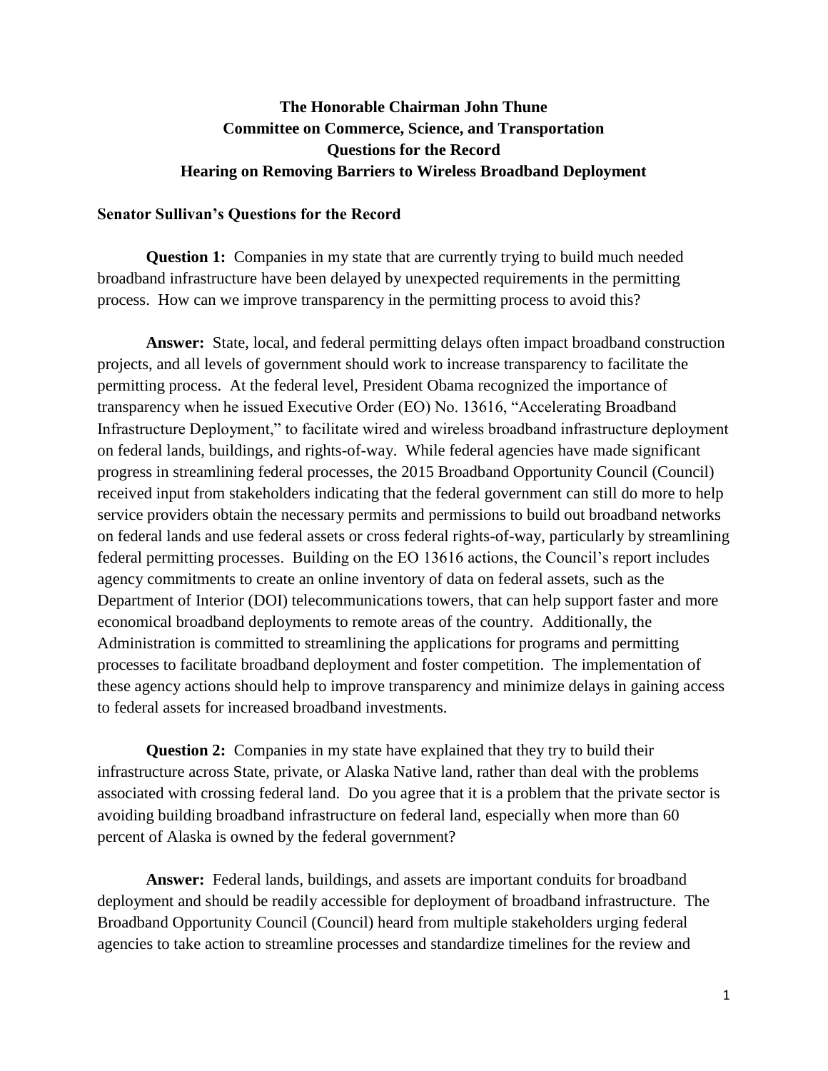**The Honorable Chairman John Thune**
**Committee on Commerce, Science, and Transportation**
**Questions for the Record**
**Hearing on Removing Barriers to Wireless Broadband Deployment**

**Senator Sullivan's Questions for the Record**

**Question 1:** Companies in my state that are currently trying to build much needed broadband infrastructure have been delayed by unexpected requirements in the permitting process. How can we improve transparency in the permitting process to avoid this?

**Answer:** State, local, and federal permitting delays often impact broadband construction projects, and all levels of government should work to increase transparency to facilitate the permitting process. At the federal level, President Obama recognized the importance of transparency when he issued Executive Order (EO) No. 13616, "Accelerating Broadband Infrastructure Deployment," to facilitate wired and wireless broadband infrastructure deployment on federal lands, buildings, and rights-of-way. While federal agencies have made significant progress in streamlining federal processes, the 2015 Broadband Opportunity Council (Council) received input from stakeholders indicating that the federal government can still do more to help service providers obtain the necessary permits and permissions to build out broadband networks on federal lands and use federal assets or cross federal rights-of-way, particularly by streamlining federal permitting processes. Building on the EO 13616 actions, the Council's report includes agency commitments to create an online inventory of data on federal assets, such as the Department of Interior (DOI) telecommunications towers, that can help support faster and more economical broadband deployments to remote areas of the country. Additionally, the Administration is committed to streamlining the applications for programs and permitting processes to facilitate broadband deployment and foster competition. The implementation of these agency actions should help to improve transparency and minimize delays in gaining access to federal assets for increased broadband investments.

**Question 2:** Companies in my state have explained that they try to build their infrastructure across State, private, or Alaska Native land, rather than deal with the problems associated with crossing federal land. Do you agree that it is a problem that the private sector is avoiding building broadband infrastructure on federal land, especially when more than 60 percent of Alaska is owned by the federal government?

**Answer:** Federal lands, buildings, and assets are important conduits for broadband deployment and should be readily accessible for deployment of broadband infrastructure. The Broadband Opportunity Council (Council) heard from multiple stakeholders urging federal agencies to take action to streamline processes and standardize timelines for the review and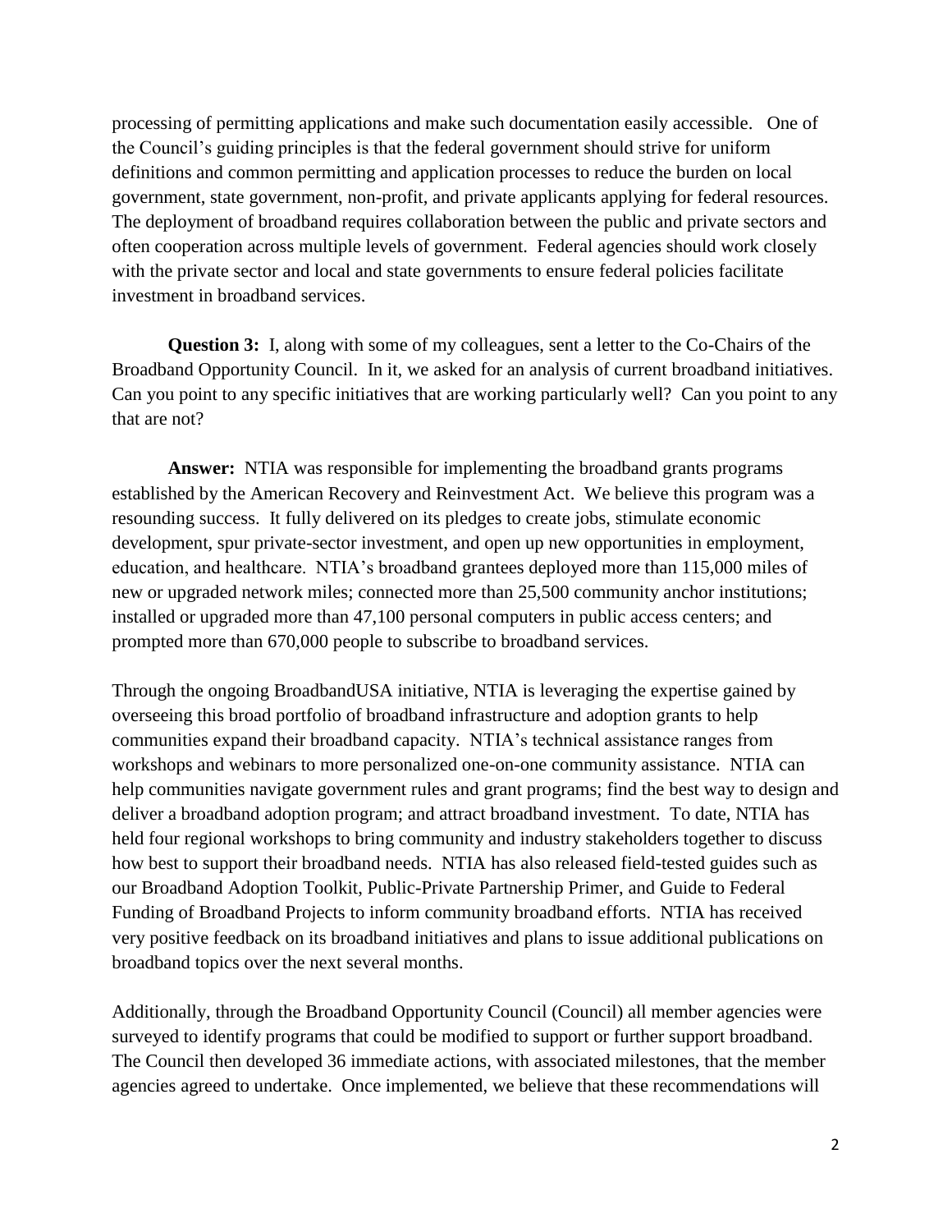processing of permitting applications and make such documentation easily accessible. One of the Council's guiding principles is that the federal government should strive for uniform definitions and common permitting and application processes to reduce the burden on local government, state government, non-profit, and private applicants applying for federal resources. The deployment of broadband requires collaboration between the public and private sectors and often cooperation across multiple levels of government. Federal agencies should work closely with the private sector and local and state governments to ensure federal policies facilitate investment in broadband services.

**Question 3:** I, along with some of my colleagues, sent a letter to the Co-Chairs of the Broadband Opportunity Council. In it, we asked for an analysis of current broadband initiatives. Can you point to any specific initiatives that are working particularly well? Can you point to any that are not?

**Answer:** NTIA was responsible for implementing the broadband grants programs established by the American Recovery and Reinvestment Act. We believe this program was a resounding success. It fully delivered on its pledges to create jobs, stimulate economic development, spur private-sector investment, and open up new opportunities in employment, education, and healthcare. NTIA's broadband grantees deployed more than 115,000 miles of new or upgraded network miles; connected more than 25,500 community anchor institutions; installed or upgraded more than 47,100 personal computers in public access centers; and prompted more than 670,000 people to subscribe to broadband services.

Through the ongoing BroadbandUSA initiative, NTIA is leveraging the expertise gained by overseeing this broad portfolio of broadband infrastructure and adoption grants to help communities expand their broadband capacity. NTIA's technical assistance ranges from workshops and webinars to more personalized one-on-one community assistance. NTIA can help communities navigate government rules and grant programs; find the best way to design and deliver a broadband adoption program; and attract broadband investment. To date, NTIA has held four regional workshops to bring community and industry stakeholders together to discuss how best to support their broadband needs. NTIA has also released field-tested guides such as our Broadband Adoption Toolkit, Public-Private Partnership Primer, and Guide to Federal Funding of Broadband Projects to inform community broadband efforts. NTIA has received very positive feedback on its broadband initiatives and plans to issue additional publications on broadband topics over the next several months.

Additionally, through the Broadband Opportunity Council (Council) all member agencies were surveyed to identify programs that could be modified to support or further support broadband. The Council then developed 36 immediate actions, with associated milestones, that the member agencies agreed to undertake. Once implemented, we believe that these recommendations will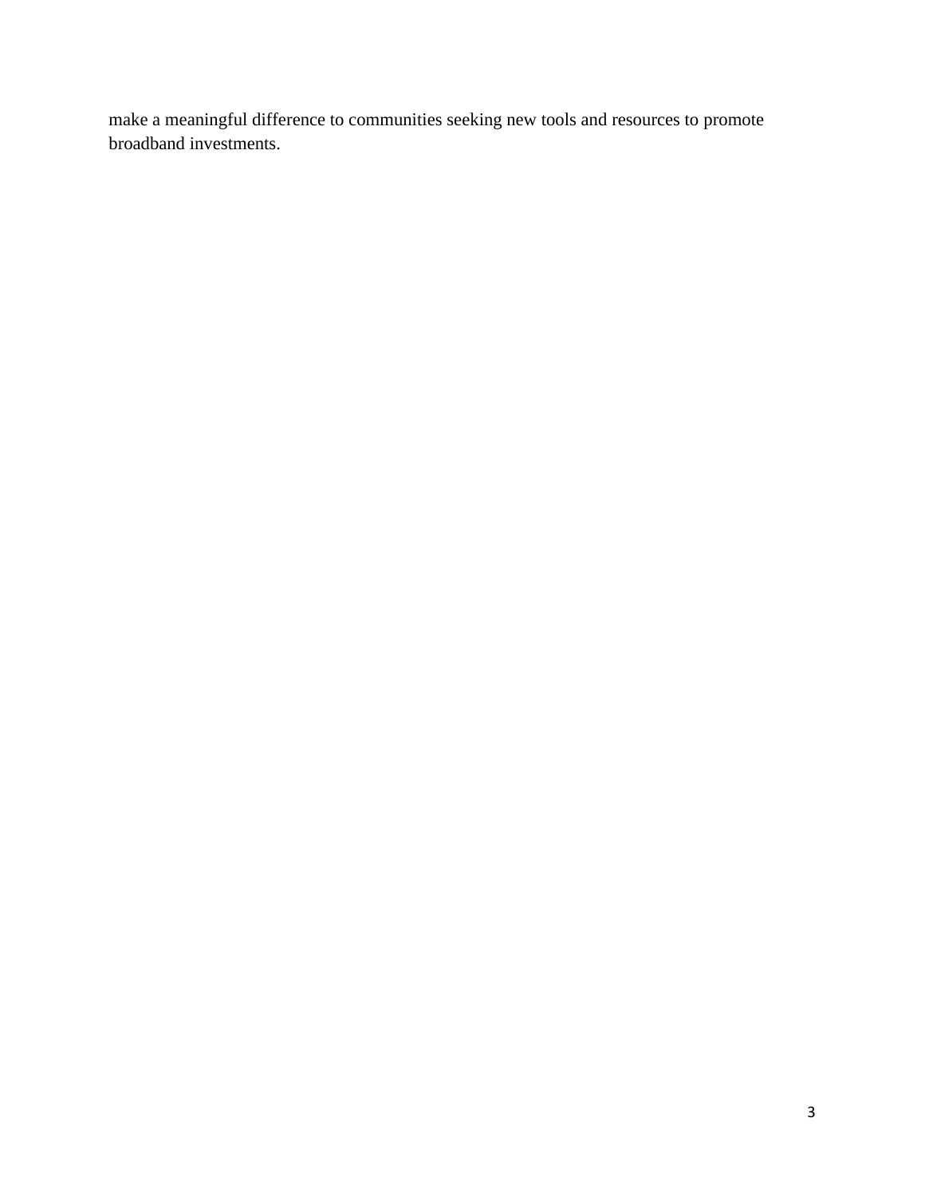make a meaningful difference to communities seeking new tools and resources to promote broadband investments.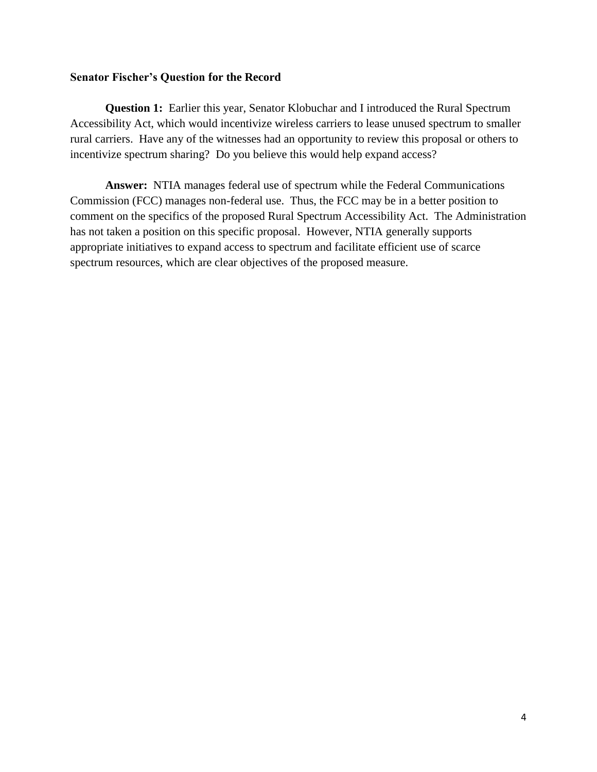**Senator Fischer's Question for the Record**

**Question 1:** Earlier this year, Senator Klobuchar and I introduced the Rural Spectrum Accessibility Act, which would incentivize wireless carriers to lease unused spectrum to smaller rural carriers. Have any of the witnesses had an opportunity to review this proposal or others to incentivize spectrum sharing? Do you believe this would help expand access?

**Answer:** NTIA manages federal use of spectrum while the Federal Communications Commission (FCC) manages non-federal use. Thus, the FCC may be in a better position to comment on the specifics of the proposed Rural Spectrum Accessibility Act. The Administration has not taken a position on this specific proposal. However, NTIA generally supports appropriate initiatives to expand access to spectrum and facilitate efficient use of scarce spectrum resources, which are clear objectives of the proposed measure.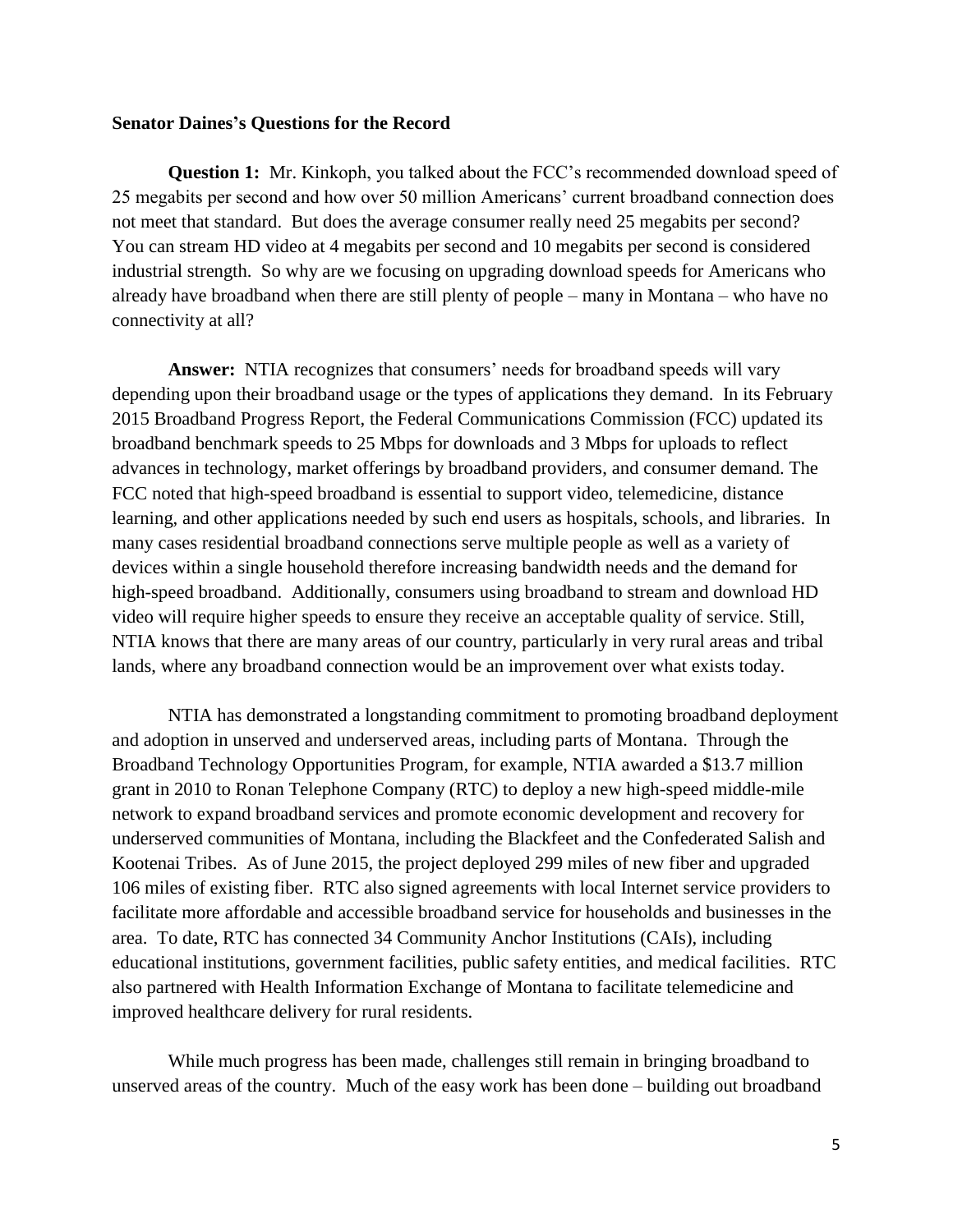**Senator Daines's Questions for the Record**

**Question 1:** Mr. Kinkoph, you talked about the FCC's recommended download speed of 25 megabits per second and how over 50 million Americans' current broadband connection does not meet that standard. But does the average consumer really need 25 megabits per second? You can stream HD video at 4 megabits per second and 10 megabits per second is considered industrial strength. So why are we focusing on upgrading download speeds for Americans who already have broadband when there are still plenty of people – many in Montana – who have no connectivity at all?

**Answer:** NTIA recognizes that consumers' needs for broadband speeds will vary depending upon their broadband usage or the types of applications they demand. In its February 2015 Broadband Progress Report, the Federal Communications Commission (FCC) updated its broadband benchmark speeds to 25 Mbps for downloads and 3 Mbps for uploads to reflect advances in technology, market offerings by broadband providers, and consumer demand. The FCC noted that high-speed broadband is essential to support video, telemedicine, distance learning, and other applications needed by such end users as hospitals, schools, and libraries. In many cases residential broadband connections serve multiple people as well as a variety of devices within a single household therefore increasing bandwidth needs and the demand for high-speed broadband. Additionally, consumers using broadband to stream and download HD video will require higher speeds to ensure they receive an acceptable quality of service. Still, NTIA knows that there are many areas of our country, particularly in very rural areas and tribal lands, where any broadband connection would be an improvement over what exists today.

NTIA has demonstrated a longstanding commitment to promoting broadband deployment and adoption in unserved and underserved areas, including parts of Montana. Through the Broadband Technology Opportunities Program, for example, NTIA awarded a $13.7 million grant in 2010 to Ronan Telephone Company (RTC) to deploy a new high-speed middle-mile network to expand broadband services and promote economic development and recovery for underserved communities of Montana, including the Blackfeet and the Confederated Salish and Kootenai Tribes. As of June 2015, the project deployed 299 miles of new fiber and upgraded 106 miles of existing fiber. RTC also signed agreements with local Internet service providers to facilitate more affordable and accessible broadband service for households and businesses in the area. To date, RTC has connected 34 Community Anchor Institutions (CAIs), including educational institutions, government facilities, public safety entities, and medical facilities. RTC also partnered with Health Information Exchange of Montana to facilitate telemedicine and improved healthcare delivery for rural residents.

While much progress has been made, challenges still remain in bringing broadband to unserved areas of the country. Much of the easy work has been done – building out broadband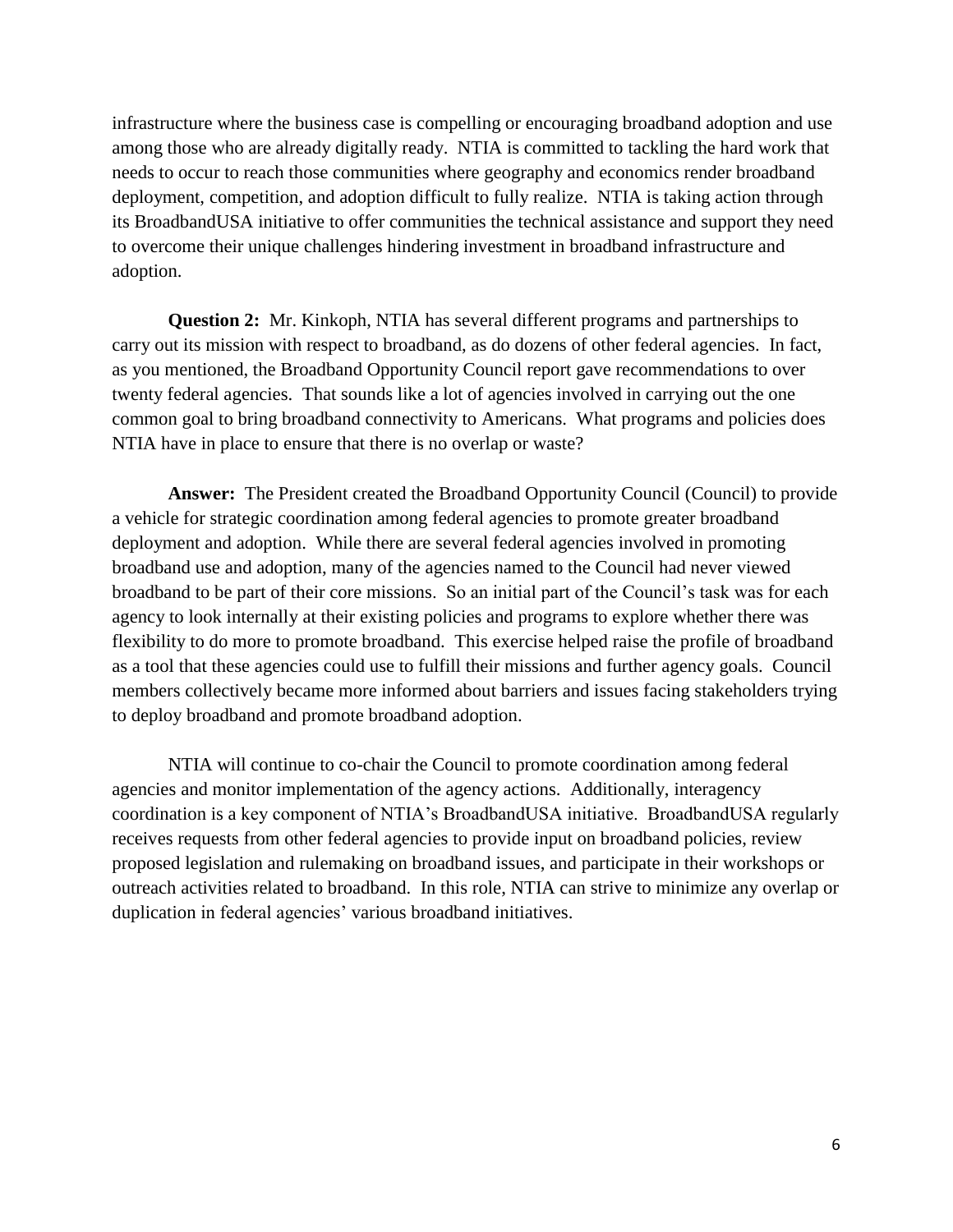infrastructure where the business case is compelling or encouraging broadband adoption and use among those who are already digitally ready. NTIA is committed to tackling the hard work that needs to occur to reach those communities where geography and economics render broadband deployment, competition, and adoption difficult to fully realize. NTIA is taking action through its BroadbandUSA initiative to offer communities the technical assistance and support they need to overcome their unique challenges hindering investment in broadband infrastructure and adoption.

**Question 2:** Mr. Kinkoph, NTIA has several different programs and partnerships to carry out its mission with respect to broadband, as do dozens of other federal agencies. In fact, as you mentioned, the Broadband Opportunity Council report gave recommendations to over twenty federal agencies. That sounds like a lot of agencies involved in carrying out the one common goal to bring broadband connectivity to Americans. What programs and policies does NTIA have in place to ensure that there is no overlap or waste?

**Answer:** The President created the Broadband Opportunity Council (Council) to provide a vehicle for strategic coordination among federal agencies to promote greater broadband deployment and adoption. While there are several federal agencies involved in promoting broadband use and adoption, many of the agencies named to the Council had never viewed broadband to be part of their core missions. So an initial part of the Council's task was for each agency to look internally at their existing policies and programs to explore whether there was flexibility to do more to promote broadband. This exercise helped raise the profile of broadband as a tool that these agencies could use to fulfill their missions and further agency goals. Council members collectively became more informed about barriers and issues facing stakeholders trying to deploy broadband and promote broadband adoption.

NTIA will continue to co-chair the Council to promote coordination among federal agencies and monitor implementation of the agency actions. Additionally, interagency coordination is a key component of NTIA's BroadbandUSA initiative. BroadbandUSA regularly receives requests from other federal agencies to provide input on broadband policies, review proposed legislation and rulemaking on broadband issues, and participate in their workshops or outreach activities related to broadband. In this role, NTIA can strive to minimize any overlap or duplication in federal agencies' various broadband initiatives.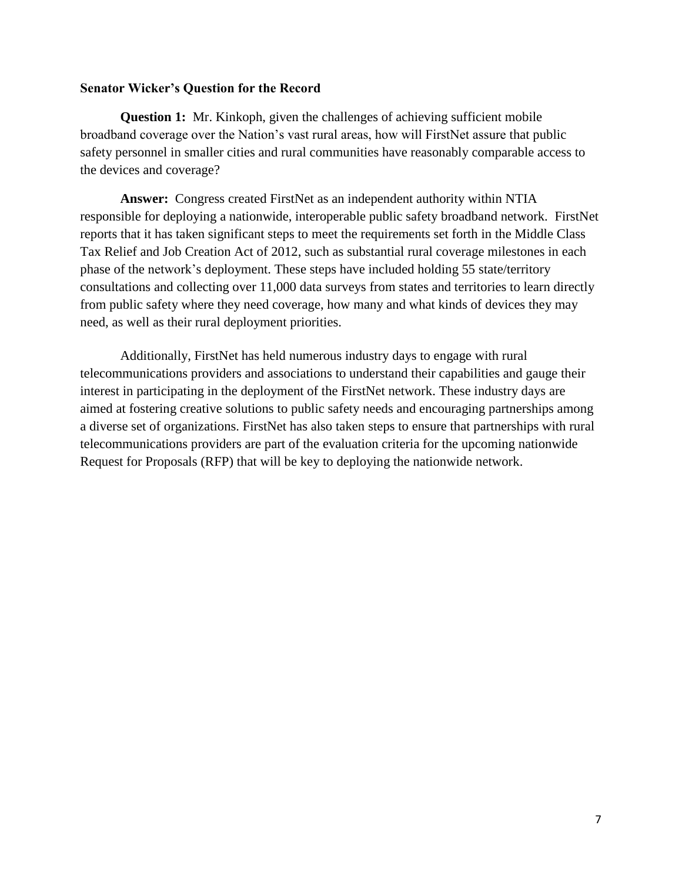**Senator Wicker's Question for the Record**

**Question 1:** Mr. Kinkoph, given the challenges of achieving sufficient mobile broadband coverage over the Nation's vast rural areas, how will FirstNet assure that public safety personnel in smaller cities and rural communities have reasonably comparable access to the devices and coverage?

**Answer:** Congress created FirstNet as an independent authority within NTIA responsible for deploying a nationwide, interoperable public safety broadband network. FirstNet reports that it has taken significant steps to meet the requirements set forth in the Middle Class Tax Relief and Job Creation Act of 2012, such as substantial rural coverage milestones in each phase of the network's deployment. These steps have included holding 55 state/territory consultations and collecting over 11,000 data surveys from states and territories to learn directly from public safety where they need coverage, how many and what kinds of devices they may need, as well as their rural deployment priorities.

Additionally, FirstNet has held numerous industry days to engage with rural telecommunications providers and associations to understand their capabilities and gauge their interest in participating in the deployment of the FirstNet network. These industry days are aimed at fostering creative solutions to public safety needs and encouraging partnerships among a diverse set of organizations. FirstNet has also taken steps to ensure that partnerships with rural telecommunications providers are part of the evaluation criteria for the upcoming nationwide Request for Proposals (RFP) that will be key to deploying the nationwide network.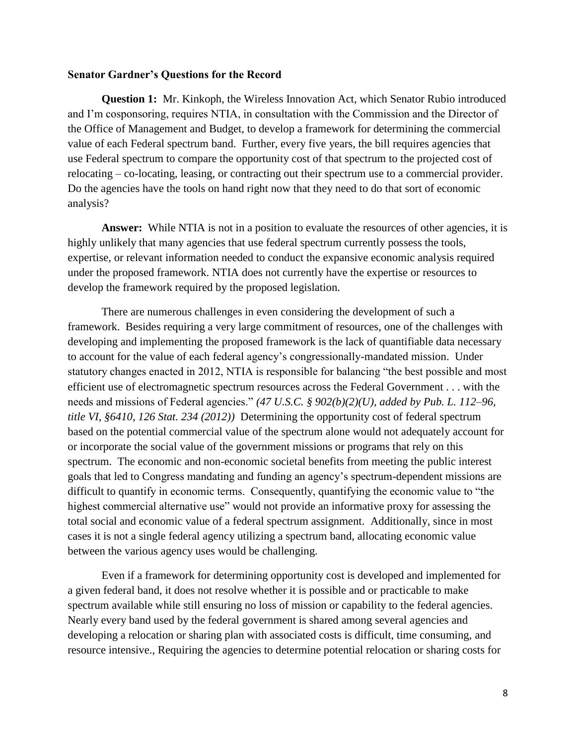**Senator Gardner's Questions for the Record**

**Question 1:** Mr. Kinkoph, the Wireless Innovation Act, which Senator Rubio introduced and I'm cosponsoring, requires NTIA, in consultation with the Commission and the Director of the Office of Management and Budget, to develop a framework for determining the commercial value of each Federal spectrum band. Further, every five years, the bill requires agencies that use Federal spectrum to compare the opportunity cost of that spectrum to the projected cost of relocating – co-locating, leasing, or contracting out their spectrum use to a commercial provider. Do the agencies have the tools on hand right now that they need to do that sort of economic analysis?

**Answer:** While NTIA is not in a position to evaluate the resources of other agencies, it is highly unlikely that many agencies that use federal spectrum currently possess the tools, expertise, or relevant information needed to conduct the expansive economic analysis required under the proposed framework. NTIA does not currently have the expertise or resources to develop the framework required by the proposed legislation.

There are numerous challenges in even considering the development of such a framework. Besides requiring a very large commitment of resources, one of the challenges with developing and implementing the proposed framework is the lack of quantifiable data necessary to account for the value of each federal agency's congressionally-mandated mission. Under statutory changes enacted in 2012, NTIA is responsible for balancing "the best possible and most efficient use of electromagnetic spectrum resources across the Federal Government . . . with the needs and missions of Federal agencies." *(47 U.S.C. § 902(b)(2)(U), added by Pub. L. 112–96, title VI, §6410, 126 Stat. 234 (2012))* Determining the opportunity cost of federal spectrum based on the potential commercial value of the spectrum alone would not adequately account for or incorporate the social value of the government missions or programs that rely on this spectrum. The economic and non-economic societal benefits from meeting the public interest goals that led to Congress mandating and funding an agency's spectrum-dependent missions are difficult to quantify in economic terms. Consequently, quantifying the economic value to "the highest commercial alternative use" would not provide an informative proxy for assessing the total social and economic value of a federal spectrum assignment. Additionally, since in most cases it is not a single federal agency utilizing a spectrum band, allocating economic value between the various agency uses would be challenging.

Even if a framework for determining opportunity cost is developed and implemented for a given federal band, it does not resolve whether it is possible and or practicable to make spectrum available while still ensuring no loss of mission or capability to the federal agencies. Nearly every band used by the federal government is shared among several agencies and developing a relocation or sharing plan with associated costs is difficult, time consuming, and resource intensive., Requiring the agencies to determine potential relocation or sharing costs for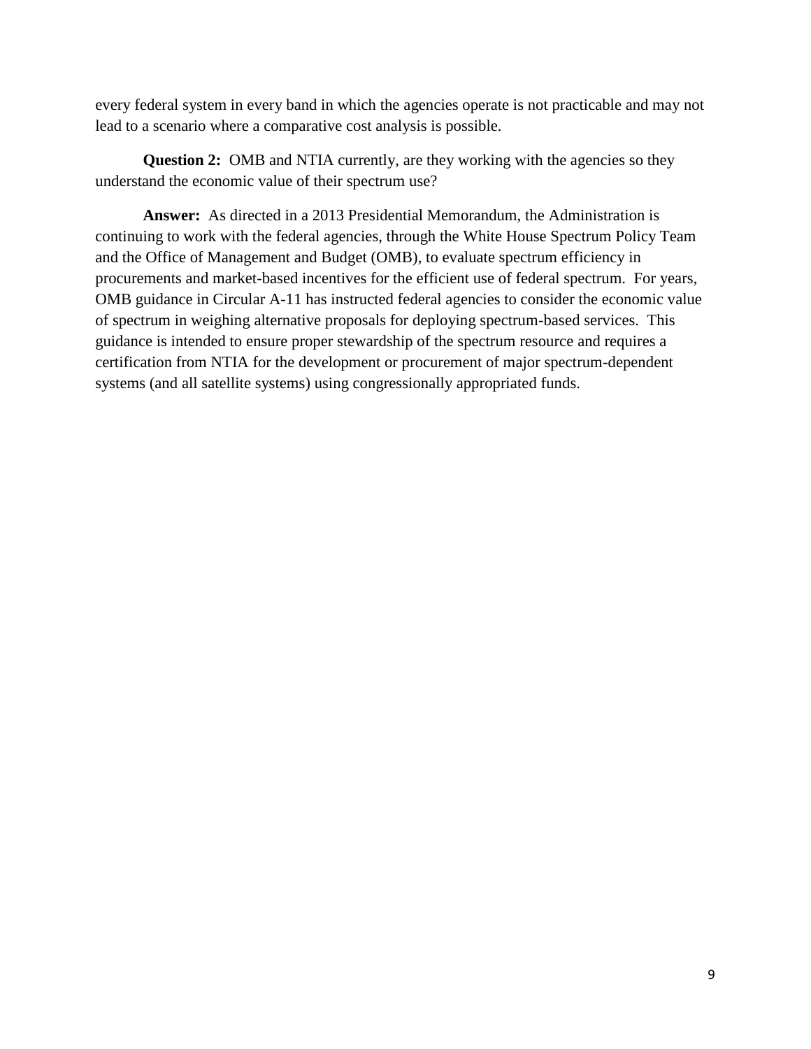every federal system in every band in which the agencies operate is not practicable and may not lead to a scenario where a comparative cost analysis is possible.

**Question 2:** OMB and NTIA currently, are they working with the agencies so they understand the economic value of their spectrum use?

**Answer:** As directed in a 2013 Presidential Memorandum, the Administration is continuing to work with the federal agencies, through the White House Spectrum Policy Team and the Office of Management and Budget (OMB), to evaluate spectrum efficiency in procurements and market-based incentives for the efficient use of federal spectrum. For years, OMB guidance in Circular A-11 has instructed federal agencies to consider the economic value of spectrum in weighing alternative proposals for deploying spectrum-based services. This guidance is intended to ensure proper stewardship of the spectrum resource and requires a certification from NTIA for the development or procurement of major spectrum-dependent systems (and all satellite systems) using congressionally appropriated funds.